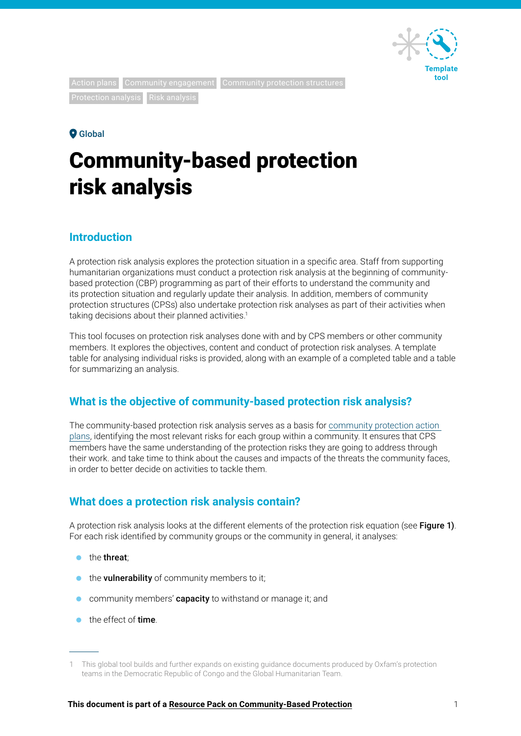Template tool

Action plans Community engagement Community protection structures Protection analysis Risk analysis

Global

# Community-based protection risk analysis

## Introduction

A protection risk analysis explores the protection situation in a specific area. Staff from supporting humanitarian organizations must conduct a protection risk analysis at the beginning of community-based protection (CBP) programming as part of their efforts to understand the community and its protection situation and regularly update their analysis. In addition, members of community protection structures (CPSs) also undertake protection risk analyses as part of their activities when taking decisions about their planned activities.[1]

This tool focuses on protection risk analyses done with and by CPS members or other community members. It explores the objectives, content and conduct of protection risk analyses. A template table for analysing individual risks is provided, along with an example of a completed table and a table for summarizing an analysis.

## What is the objective of community-based protection risk analysis?

The community-based protection risk analysis serves as a basis for community protection action plans, identifying the most relevant risks for each group within a community. It ensures that CPS members have the same understanding of the protection risks they are going to address through their work. and take time to think about the causes and impacts of the threats the community faces, in order to better decide on activities to tackle them.

## What does a protection risk analysis contain?

A protection risk analysis looks at the different elements of the protection risk equation (see **Figure 1)**. For each risk identified by community groups or the community in general, it analyses:

- the **threat**;
- the **vulnerability** of community members to it;
- community members' **capacity** to withstand or manage it; and
- the effect of **time**.

1 This global tool builds and further expands on existing guidance documents produced by Oxfam's protection teams in the Democratic Republic of Congo and the Global Humanitarian Team.

**This document is part of a Resource Pack on Community-Based Protection**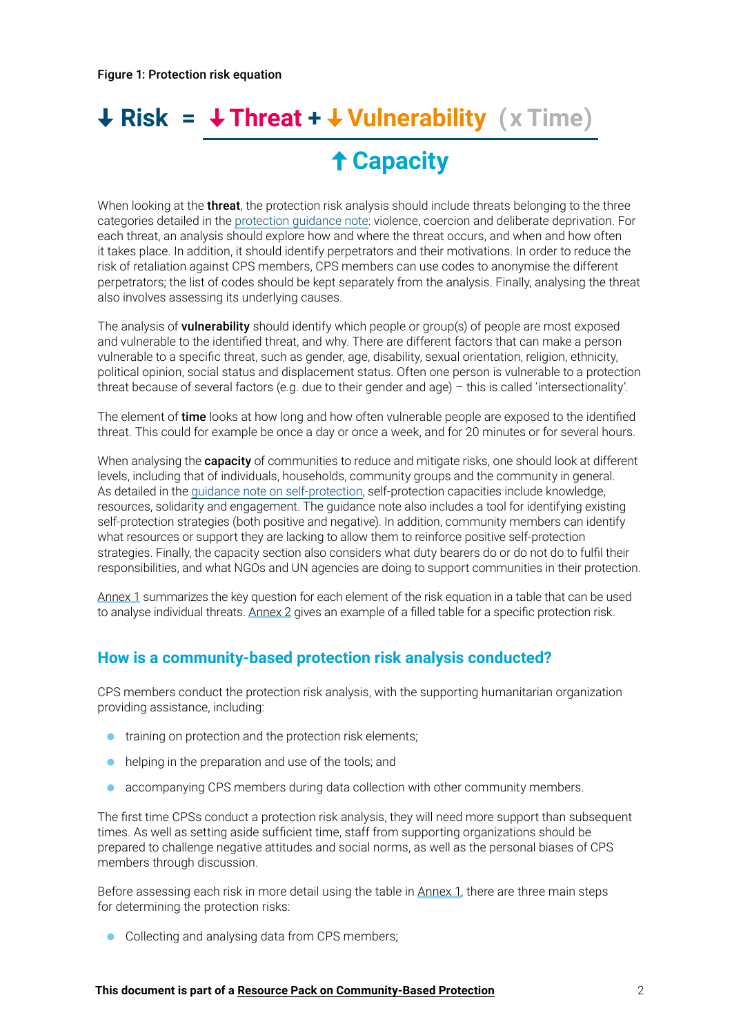**Figure 1: Protection risk equation**

$$\downarrow \text{Risk} = \frac{\downarrow \text{Threat} + \downarrow \text{Vulnerability} \; (\times \text{Time})}{\uparrow \text{Capacity}}$$

When looking at the **threat**, the protection risk analysis should include threats belonging to the three categories detailed in the protection guidance note: violence, coercion and deliberate deprivation. For each threat, an analysis should explore how and where the threat occurs, and when and how often it takes place. In addition, it should identify perpetrators and their motivations. In order to reduce the risk of retaliation against CPS members, CPS members can use codes to anonymise the different perpetrators; the list of codes should be kept separately from the analysis. Finally, analysing the threat also involves assessing its underlying causes.

The analysis of **vulnerability** should identify which people or group(s) of people are most exposed and vulnerable to the identified threat, and why. There are different factors that can make a person vulnerable to a specific threat, such as gender, age, disability, sexual orientation, religion, ethnicity, political opinion, social status and displacement status. Often one person is vulnerable to a protection threat because of several factors (e.g. due to their gender and age) – this is called 'intersectionality'.

The element of **time** looks at how long and how often vulnerable people are exposed to the identified threat. This could for example be once a day or once a week, and for 20 minutes or for several hours.

When analysing the **capacity** of communities to reduce and mitigate risks, one should look at different levels, including that of individuals, households, community groups and the community in general. As detailed in the guidance note on self-protection, self-protection capacities include knowledge, resources, solidarity and engagement. The guidance note also includes a tool for identifying existing self-protection strategies (both positive and negative). In addition, community members can identify what resources or support they are lacking to allow them to reinforce positive self-protection strategies. Finally, the capacity section also considers what duty bearers do or do not do to fulfil their responsibilities, and what NGOs and UN agencies are doing to support communities in their protection.

Annex 1 summarizes the key question for each element of the risk equation in a table that can be used to analyse individual threats. Annex 2 gives an example of a filled table for a specific protection risk.

## How is a community-based protection risk analysis conducted?

CPS members conduct the protection risk analysis, with the supporting humanitarian organization providing assistance, including:

- training on protection and the protection risk elements;
- helping in the preparation and use of the tools; and
- accompanying CPS members during data collection with other community members.

The first time CPSs conduct a protection risk analysis, they will need more support than subsequent times. As well as setting aside sufficient time, staff from supporting organizations should be prepared to challenge negative attitudes and social norms, as well as the personal biases of CPS members through discussion.

Before assessing each risk in more detail using the table in Annex 1, there are three main steps for determining the protection risks:

- Collecting and analysing data from CPS members;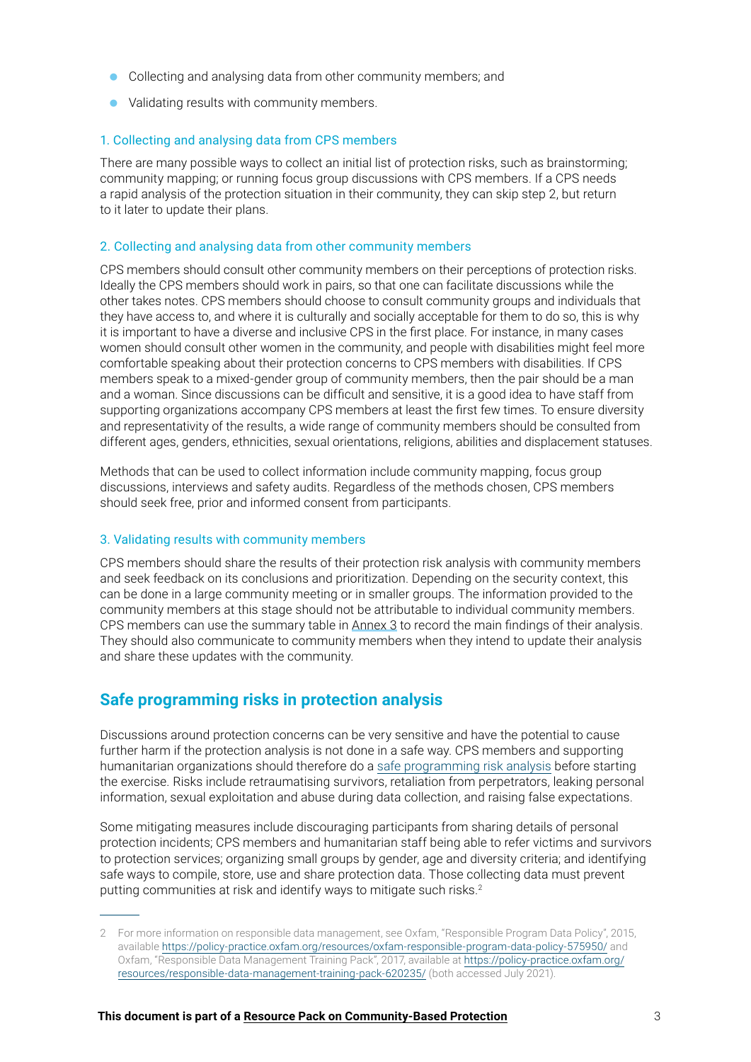- Collecting and analysing data from other community members; and
- Validating results with community members.

### 1. Collecting and analysing data from CPS members

There are many possible ways to collect an initial list of protection risks, such as brainstorming; community mapping; or running focus group discussions with CPS members. If a CPS needs a rapid analysis of the protection situation in their community, they can skip step 2, but return to it later to update their plans.

### 2. Collecting and analysing data from other community members

CPS members should consult other community members on their perceptions of protection risks. Ideally the CPS members should work in pairs, so that one can facilitate discussions while the other takes notes. CPS members should choose to consult community groups and individuals that they have access to, and where it is culturally and socially acceptable for them to do so, this is why it is important to have a diverse and inclusive CPS in the first place. For instance, in many cases women should consult other women in the community, and people with disabilities might feel more comfortable speaking about their protection concerns to CPS members with disabilities. If CPS members speak to a mixed-gender group of community members, then the pair should be a man and a woman. Since discussions can be difficult and sensitive, it is a good idea to have staff from supporting organizations accompany CPS members at least the first few times. To ensure diversity and representativity of the results, a wide range of community members should be consulted from different ages, genders, ethnicities, sexual orientations, religions, abilities and displacement statuses.

Methods that can be used to collect information include community mapping, focus group discussions, interviews and safety audits. Regardless of the methods chosen, CPS members should seek free, prior and informed consent from participants.

### 3. Validating results with community members

CPS members should share the results of their protection risk analysis with community members and seek feedback on its conclusions and prioritization. Depending on the security context, this can be done in a large community meeting or in smaller groups. The information provided to the community members at this stage should not be attributable to individual community members. CPS members can use the summary table in Annex 3 to record the main findings of their analysis. They should also communicate to community members when they intend to update their analysis and share these updates with the community.

## Safe programming risks in protection analysis

Discussions around protection concerns can be very sensitive and have the potential to cause further harm if the protection analysis is not done in a safe way. CPS members and supporting humanitarian organizations should therefore do a safe programming risk analysis before starting the exercise. Risks include retraumatising survivors, retaliation from perpetrators, leaking personal information, sexual exploitation and abuse during data collection, and raising false expectations.

Some mitigating measures include discouraging participants from sharing details of personal protection incidents; CPS members and humanitarian staff being able to refer victims and survivors to protection services; organizing small groups by gender, age and diversity criteria; and identifying safe ways to compile, store, use and share protection data. Those collecting data must prevent putting communities at risk and identify ways to mitigate such risks.[2]

---

2 For more information on responsible data management, see Oxfam, "Responsible Program Data Policy", 2015, available https://policy-practice.oxfam.org/resources/oxfam-responsible-program-data-policy-575950/ and Oxfam, "Responsible Data Management Training Pack", 2017, available at https://policy-practice.oxfam.org/resources/responsible-data-management-training-pack-620235/ (both accessed July 2021).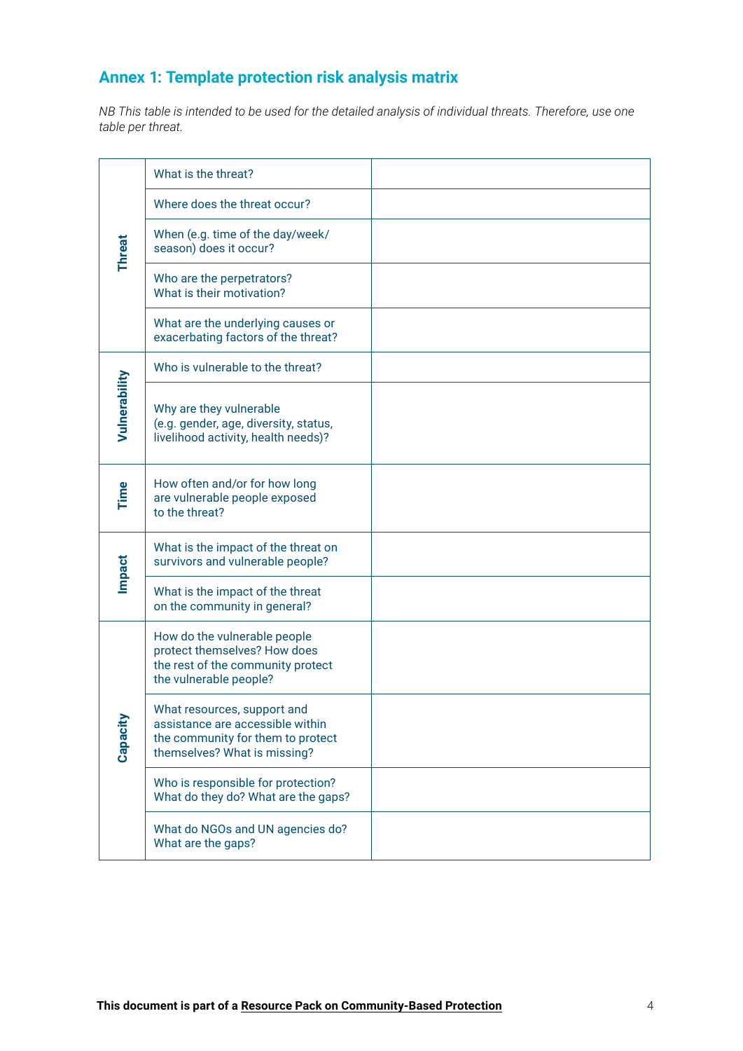## Annex 1: Template protection risk analysis matrix

*NB This table is intended to be used for the detailed analysis of individual threats. Therefore, use one table per threat.*

| | | |
|---|---|---|
| **Threat** | What is the threat? | |
| | Where does the threat occur? | |
| | When (e.g. time of the day/week/ season) does it occur? | |
| | Who are the perpetrators? What is their motivation? | |
| | What are the underlying causes or exacerbating factors of the threat? | |
| **Vulnerability** | Who is vulnerable to the threat? | |
| | Why are they vulnerable (e.g. gender, age, diversity, status, livelihood activity, health needs)? | |
| **Time** | How often and/or for how long are vulnerable people exposed to the threat? | |
| **Impact** | What is the impact of the threat on survivors and vulnerable people? | |
| | What is the impact of the threat on the community in general? | |
| **Capacity** | How do the vulnerable people protect themselves? How does the rest of the community protect the vulnerable people? | |
| | What resources, support and assistance are accessible within the community for them to protect themselves? What is missing? | |
| | Who is responsible for protection? What do they do? What are the gaps? | |
| | What do NGOs and UN agencies do? What are the gaps? | |

**This document is part of a Resource Pack on Community-Based Protection**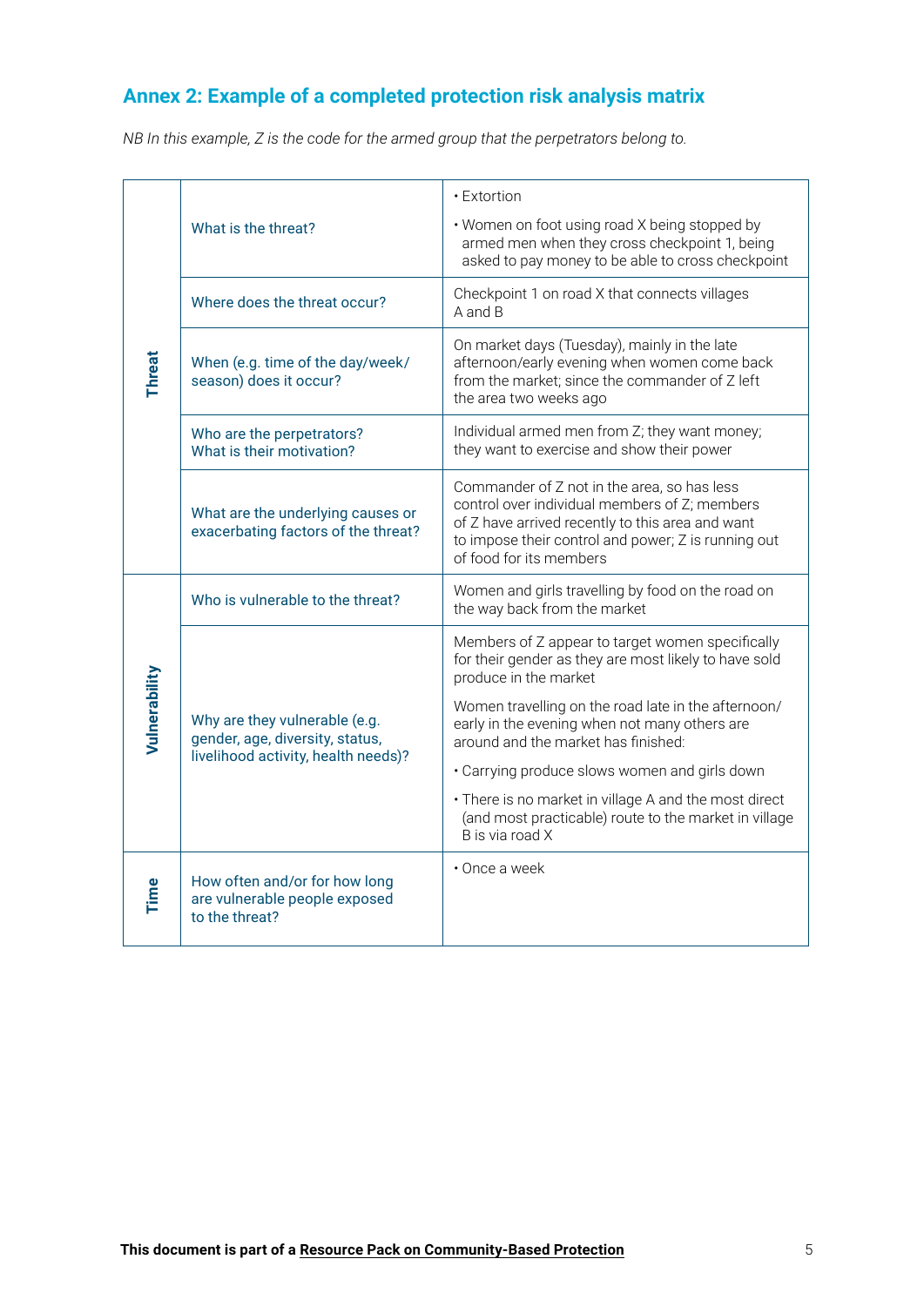## Annex 2: Example of a completed protection risk analysis matrix

*NB In this example, Z is the code for the armed group that the perpetrators belong to.*

| | | |
|---|---|---|
| **Threat** | What is the threat? | • Extortion<br>• Women on foot using road X being stopped by armed men when they cross checkpoint 1, being asked to pay money to be able to cross checkpoint |
| | Where does the threat occur? | Checkpoint 1 on road X that connects villages A and B |
| | When (e.g. time of the day/week/ season) does it occur? | On market days (Tuesday), mainly in the late afternoon/early evening when women come back from the market; since the commander of Z left the area two weeks ago |
| | Who are the perpetrators? What is their motivation? | Individual armed men from Z; they want money; they want to exercise and show their power |
| | What are the underlying causes or exacerbating factors of the threat? | Commander of Z not in the area, so has less control over individual members of Z; members of Z have arrived recently to this area and want to impose their control and power; Z is running out of food for its members |
| **Vulnerability** | Who is vulnerable to the threat? | Women and girls travelling by food on the road on the way back from the market |
| | Why are they vulnerable (e.g. gender, age, diversity, status, livelihood activity, health needs)? | Members of Z appear to target women specifically for their gender as they are most likely to have sold produce in the market<br>Women travelling on the road late in the afternoon/ early in the evening when not many others are around and the market has finished:<br>• Carrying produce slows women and girls down<br>• There is no market in village A and the most direct (and most practicable) route to the market in village B is via road X |
| **Time** | How often and/or for how long are vulnerable people exposed to the threat? | • Once a week |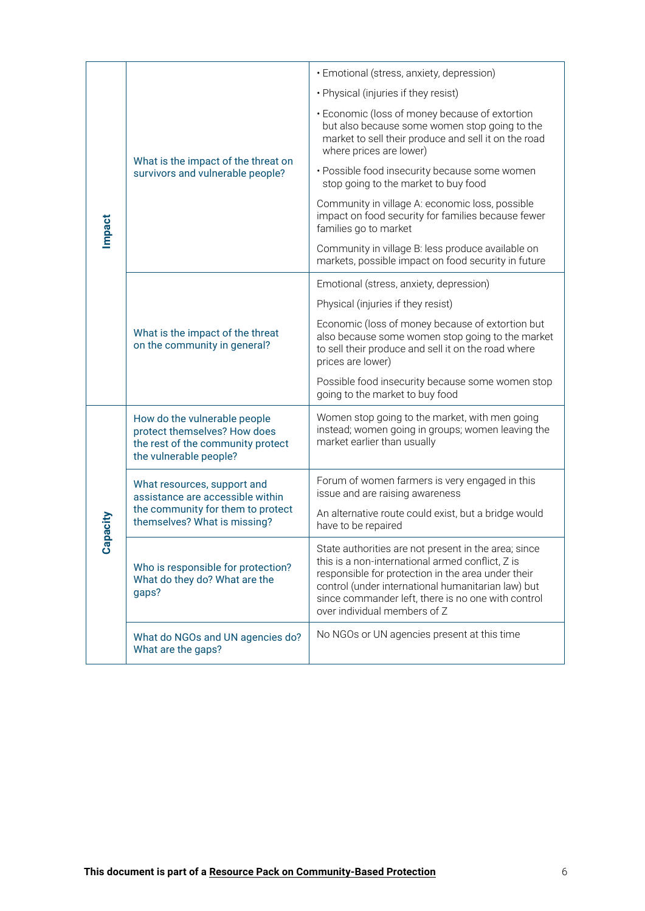| | | |
|---|---|---|
| Impact | What is the impact of the threat on survivors and vulnerable people? | • Emotional (stress, anxiety, depression)<br>• Physical (injuries if they resist)<br>• Economic (loss of money because of extortion but also because some women stop going to the market to sell their produce and sell it on the road where prices are lower)<br>• Possible food insecurity because some women stop going to the market to buy food<br>Community in village A: economic loss, possible impact on food security for families because fewer families go to market<br>Community in village B: less produce available on markets, possible impact on food security in future |
| | What is the impact of the threat on the community in general? | Emotional (stress, anxiety, depression)<br>Physical (injuries if they resist)<br>Economic (loss of money because of extortion but also because some women stop going to the market to sell their produce and sell it on the road where prices are lower)<br>Possible food insecurity because some women stop going to the market to buy food |
| Capacity | How do the vulnerable people protect themselves? How does the rest of the community protect the vulnerable people? | Women stop going to the market, with men going instead; women going in groups; women leaving the market earlier than usually |
| | What resources, support and assistance are accessible within the community for them to protect themselves? What is missing? | Forum of women farmers is very engaged in this issue and are raising awareness<br>An alternative route could exist, but a bridge would have to be repaired |
| | Who is responsible for protection? What do they do? What are the gaps? | State authorities are not present in the area; since this is a non-international armed conflict, Z is responsible for protection in the area under their control (under international humanitarian law) but since commander left, there is no one with control over individual members of Z |
| | What do NGOs and UN agencies do? What are the gaps? | No NGOs or UN agencies present at this time |

**This document is part of a Resource Pack on Community-Based Protection**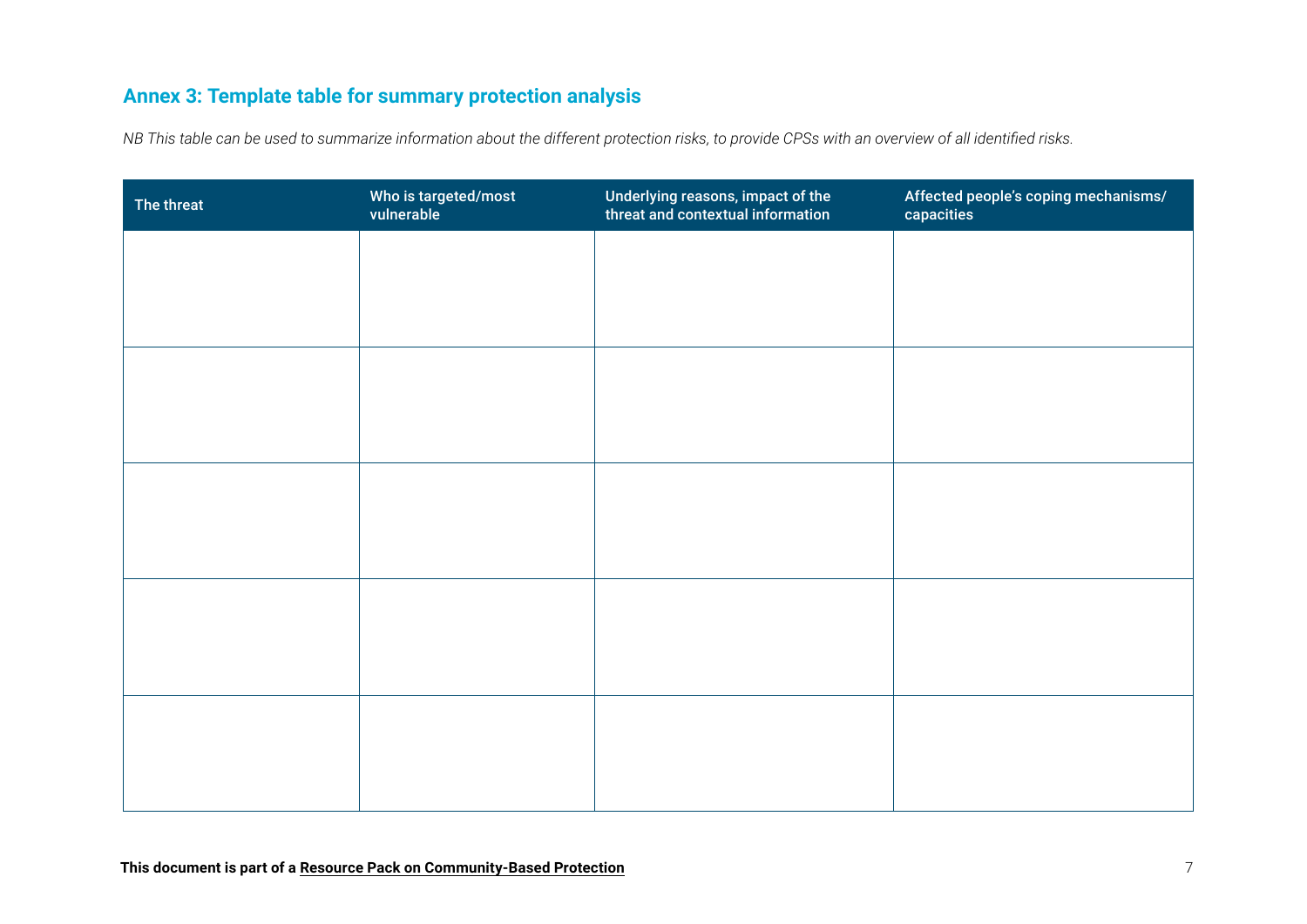## Annex 3: Template table for summary protection analysis

*NB This table can be used to summarize information about the different protection risks, to provide CPSs with an overview of all identified risks.*

| The threat | Who is targeted/most vulnerable | Underlying reasons, impact of the threat and contextual information | Affected people's coping mechanisms/ capacities |
|---|---|---|---|
| | | | |
| | | | |
| | | | |
| | | | |
| | | | |

**This document is part of a Resource Pack on Community-Based Protection**